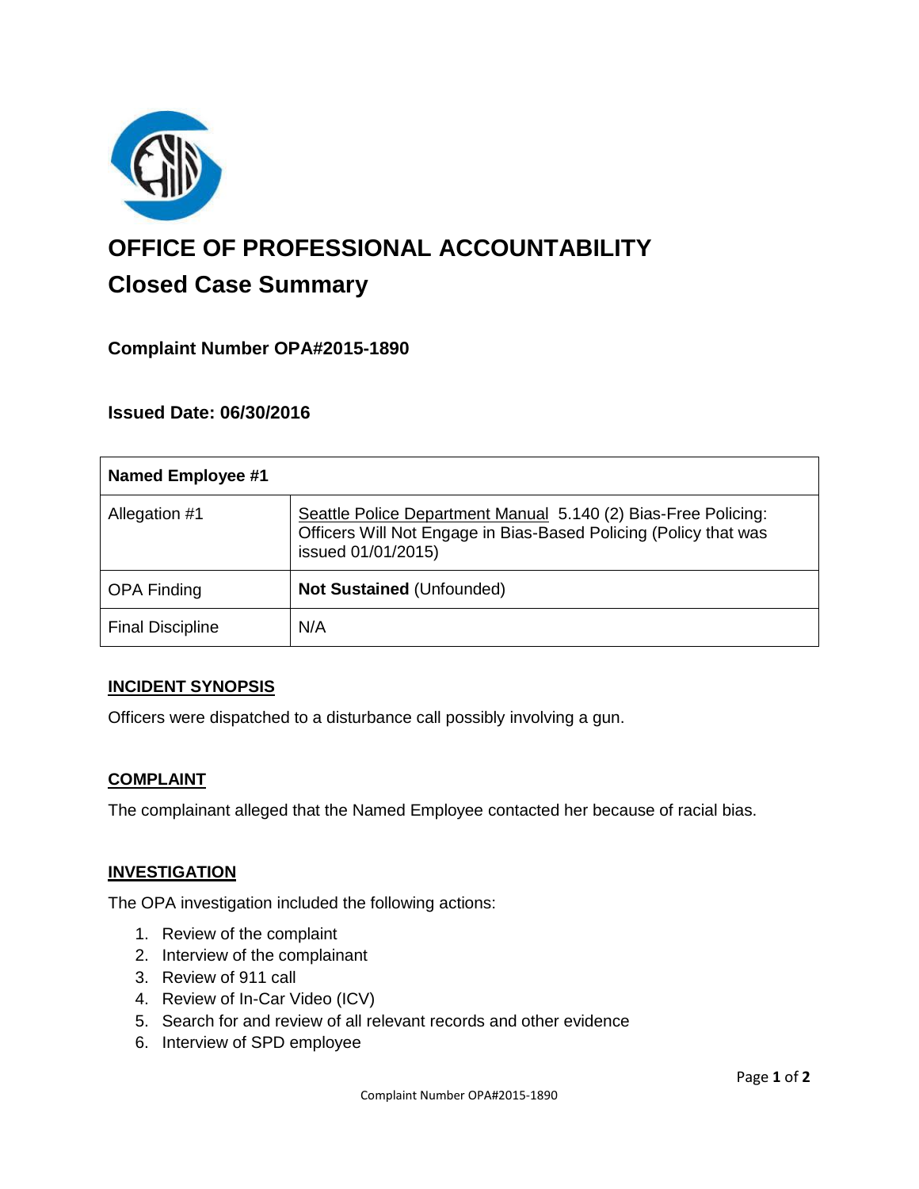# OFFICE OF PROFESSIONAL ACCOUNTABILITY

## Closed Case Summary

### Complaint Number OPA#2015-1890

### Issued Date: 06/30/2016

| Named Employee #1 | |
|---|---|
| Allegation #1 | Seattle Police Department Manual 5.140 (2) Bias-Free Policing: Officers Will Not Engage in Bias-Based Policing (Policy that was issued 01/01/2015) |
| OPA Finding | **Not Sustained** (Unfounded) |
| Final Discipline | N/A |

**INCIDENT SYNOPSIS**

Officers were dispatched to a disturbance call possibly involving a gun.

**COMPLAINT**

The complainant alleged that the Named Employee contacted her because of racial bias.

**INVESTIGATION**

The OPA investigation included the following actions:

1. Review of the complaint
2. Interview of the complainant
3. Review of 911 call
4. Review of In-Car Video (ICV)
5. Search for and review of all relevant records and other evidence
6. Interview of SPD employee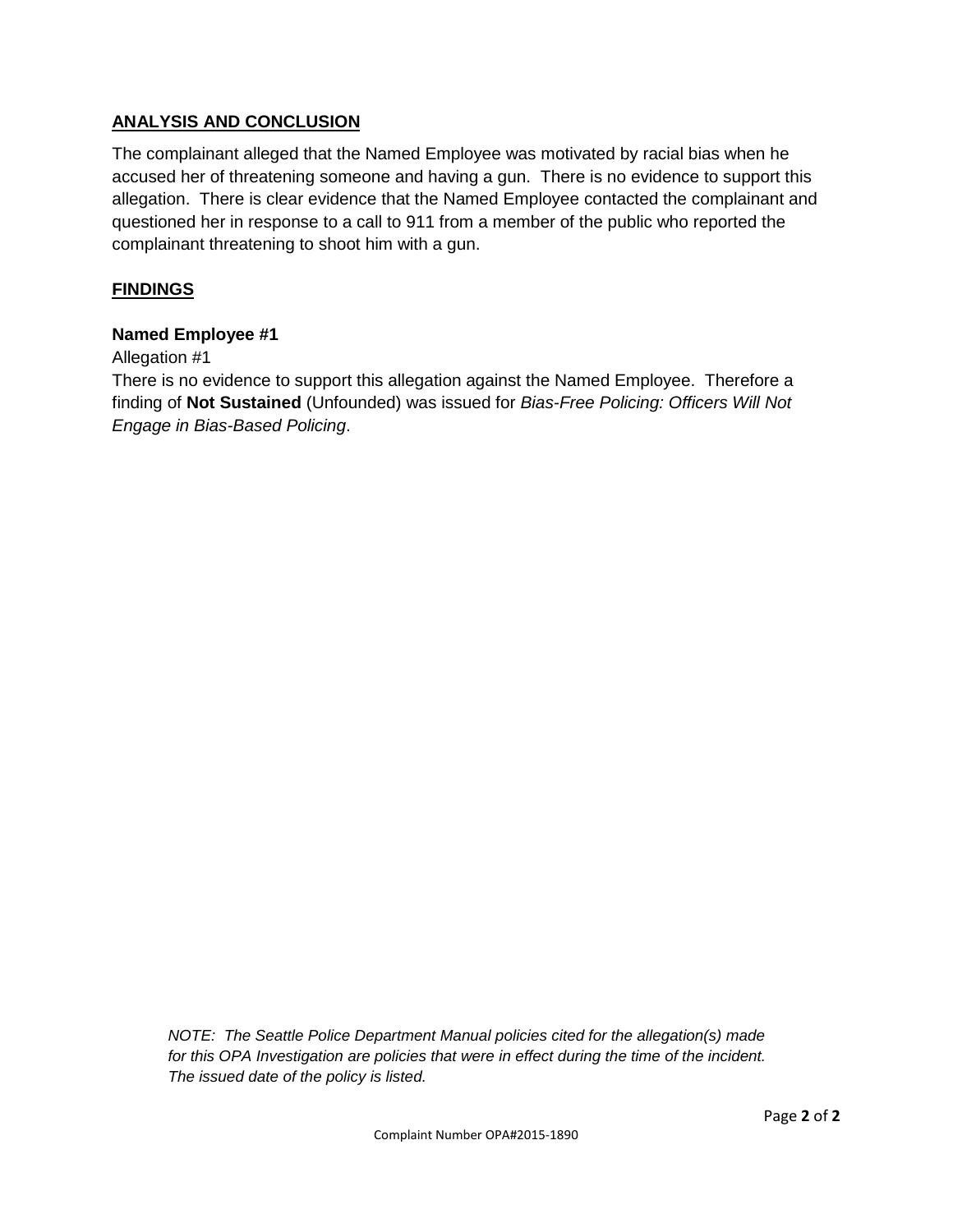## ANALYSIS AND CONCLUSION

The complainant alleged that the Named Employee was motivated by racial bias when he accused her of threatening someone and having a gun. There is no evidence to support this allegation. There is clear evidence that the Named Employee contacted the complainant and questioned her in response to a call to 911 from a member of the public who reported the complainant threatening to shoot him with a gun.

## FINDINGS

**Named Employee #1**

Allegation #1

There is no evidence to support this allegation against the Named Employee. Therefore a finding of **Not Sustained** (Unfounded) was issued for *Bias-Free Policing: Officers Will Not Engage in Bias-Based Policing*.

*NOTE: The Seattle Police Department Manual policies cited for the allegation(s) made for this OPA Investigation are policies that were in effect during the time of the incident. The issued date of the policy is listed.*

Complaint Number OPA#2015-1890